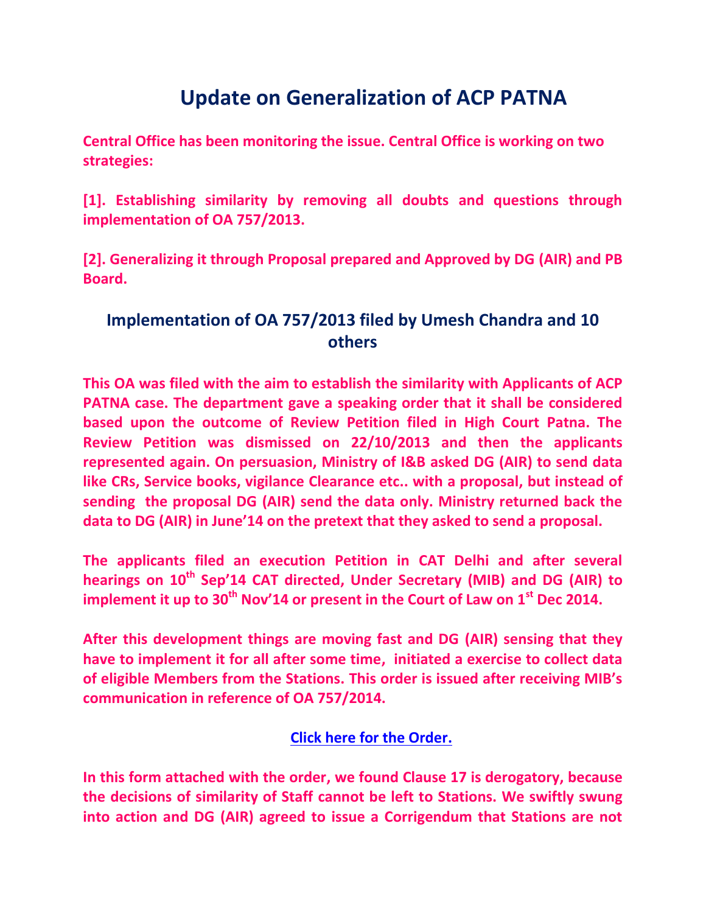# Update on Generalization of ACP PATNA

**Central Office has been monitoring the issue. Central Office is working on two strategies:**

**[1]. Establishing similarity by removing all doubts and questions through implementation of OA 757/2013.**

**[2]. Generalizing it through Proposal prepared and Approved by DG (AIR) and PB Board.**

## Implementation of OA 757/2013 filed by Umesh Chandra and 10 others

**This OA was filed with the aim to establish the similarity with Applicants of ACP PATNA case. The department gave a speaking order that it shall be considered based upon the outcome of Review Petition filed in High Court Patna. The Review Petition was dismissed on 22/10/2013 and then the applicants represented again. On persuasion, Ministry of I&B asked DG (AIR) to send data like CRs, Service books, vigilance Clearance etc.. with a proposal, but instead of sending the proposal DG (AIR) send the data only. Ministry returned back the data to DG (AIR) in June'14 on the pretext that they asked to send a proposal.**

**The applicants filed an execution Petition in CAT Delhi and after several hearings on 10th Sep'14 CAT directed, Under Secretary (MIB) and DG (AIR) to implement it up to 30th Nov'14 or present in the Court of Law on 1st Dec 2014.**

**After this development things are moving fast and DG (AIR) sensing that they have to implement it for all after some time, initiated a exercise to collect data of eligible Members from the Stations. This order is issued after receiving MIB's communication in reference of OA 757/2014.**

**Click here for the Order.**

**In this form attached with the order, we found Clause 17 is derogatory, because the decisions of similarity of Staff cannot be left to Stations. We swiftly swung into action and DG (AIR) agreed to issue a Corrigendum that Stations are not**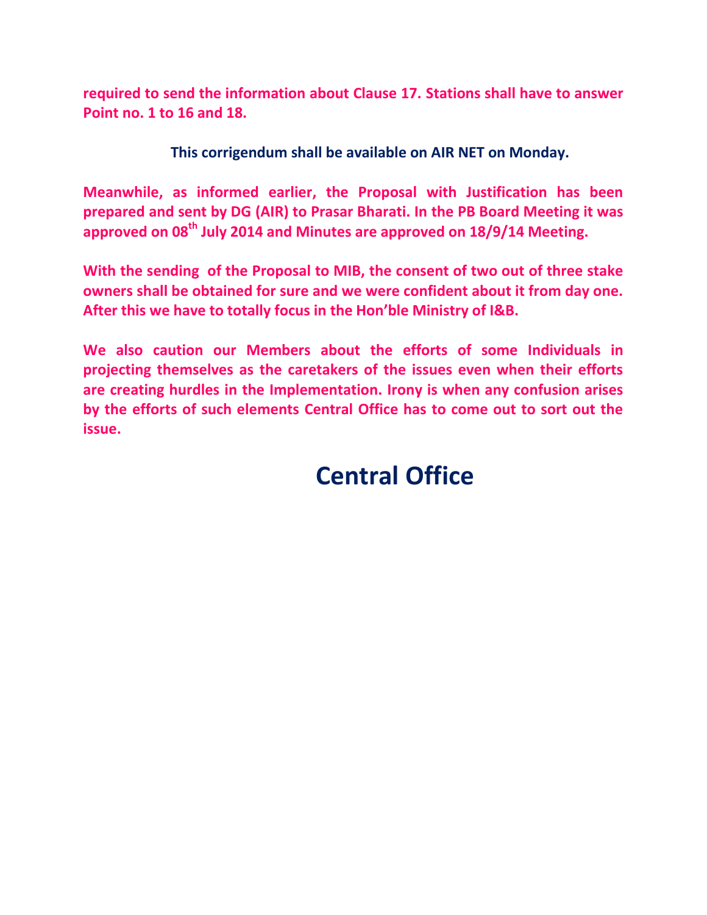**required to send the information about Clause 17. Stations shall have to answer Point no. 1 to 16 and 18.**

**This corrigendum shall be available on AIR NET on Monday.**

**Meanwhile, as informed earlier, the Proposal with Justification has been prepared and sent by DG (AIR) to Prasar Bharati. In the PB Board Meeting it was approved on 08th July 2014 and Minutes are approved on 18/9/14 Meeting.**

**With the sending of the Proposal to MIB, the consent of two out of three stake owners shall be obtained for sure and we were confident about it from day one. After this we have to totally focus in the Hon'ble Ministry of I&B.**

**We also caution our Members about the efforts of some Individuals in projecting themselves as the caretakers of the issues even when their efforts are creating hurdles in the Implementation. Irony is when any confusion arises by the efforts of such elements Central Office has to come out to sort out the issue.**

## Central Office